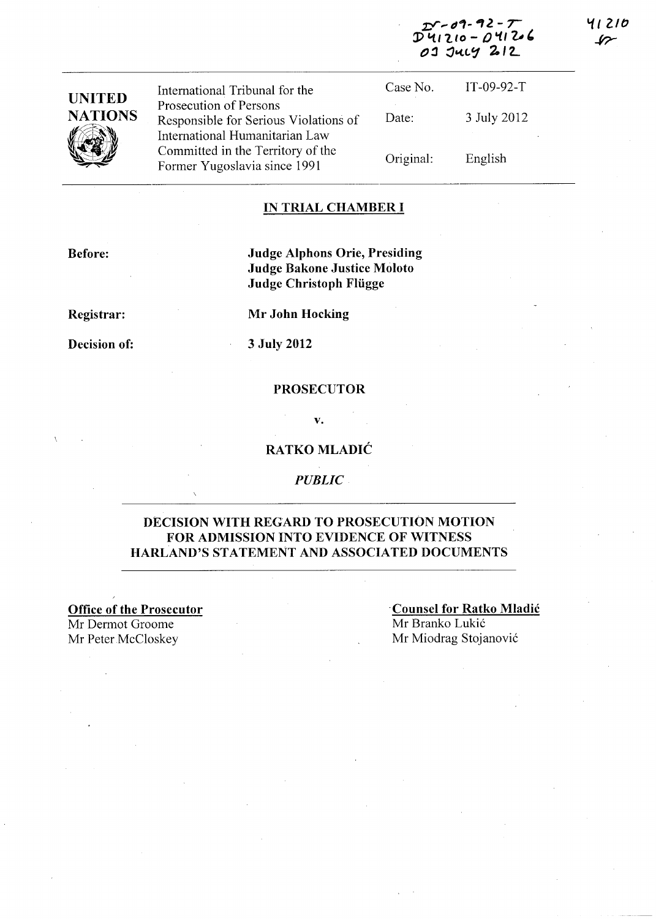IT-09-92-T
D41210 - D41206
03 July 2012

41210

UNITED NATIONS

| International Tribunal for the Prosecution of Persons Responsible for Serious Violations of International Humanitarian Law Committed in the Territory of the Former Yugoslavia since 1991 | Case No. | IT-09-92-T |
|---|---|---|
| | Date: | 3 July 2012 |
| | Original: | English |

## IN TRIAL CHAMBER I

**Before:** **Judge Alphons Orie, Presiding**
**Judge Bakone Justice Moloto**
**Judge Christoph Flügge**

**Registrar:** **Mr John Hocking**

**Decision of:** **3 July 2012**

**PROSECUTOR**

**v.**

**RATKO MLADIĆ**

***PUBLIC***

## DECISION WITH REGARD TO PROSECUTION MOTION FOR ADMISSION INTO EVIDENCE OF WITNESS HARLAND'S STATEMENT AND ASSOCIATED DOCUMENTS

**Office of the Prosecutor**
Mr Dermot Groome
Mr Peter McCloskey

**Counsel for Ratko Mladić**
Mr Branko Lukić
Mr Miodrag Stojanović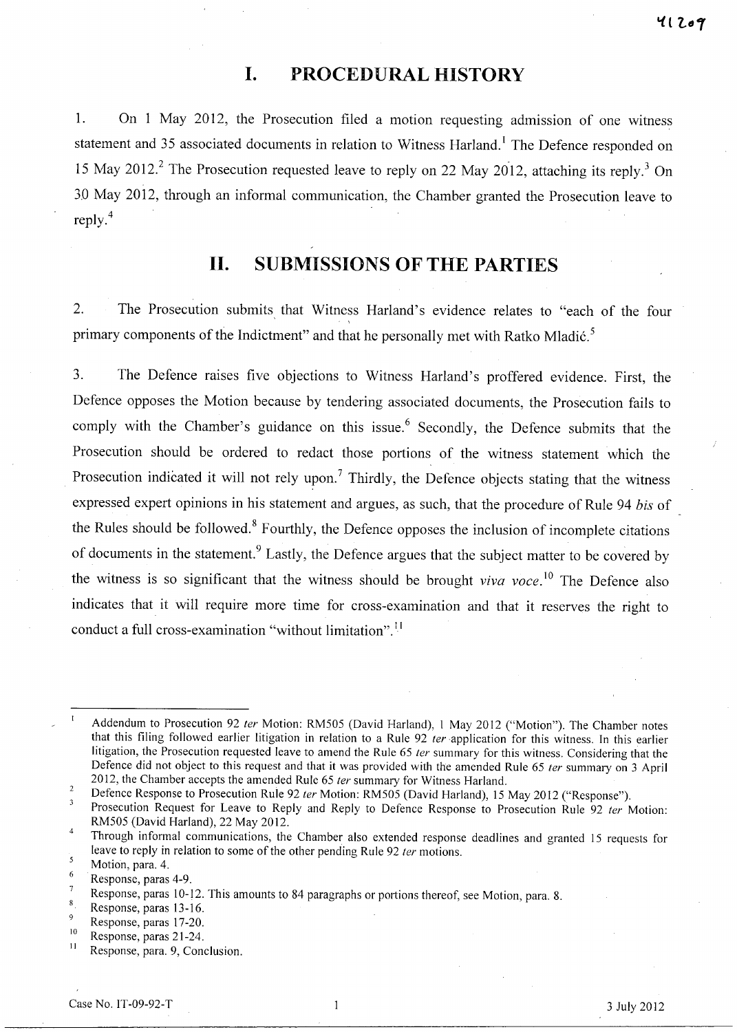# I. PROCEDURAL HISTORY

1. On 1 May 2012, the Prosecution filed a motion requesting admission of one witness statement and 35 associated documents in relation to Witness Harland.[1] The Defence responded on 15 May 2012.[2] The Prosecution requested leave to reply on 22 May 2012, attaching its reply.[3] On 30 May 2012, through an informal communication, the Chamber granted the Prosecution leave to reply.[4]

# II. SUBMISSIONS OF THE PARTIES

2. The Prosecution submits that Witness Harland's evidence relates to "each of the four primary components of the Indictment" and that he personally met with Ratko Mladić.[5]

3. The Defence raises five objections to Witness Harland's proffered evidence. First, the Defence opposes the Motion because by tendering associated documents, the Prosecution fails to comply with the Chamber's guidance on this issue.[6] Secondly, the Defence submits that the Prosecution should be ordered to redact those portions of the witness statement which the Prosecution indicated it will not rely upon.[7] Thirdly, the Defence objects stating that the witness expressed expert opinions in his statement and argues, as such, that the procedure of Rule 94 *bis* of the Rules should be followed.[8] Fourthly, the Defence opposes the inclusion of incomplete citations of documents in the statement.[9] Lastly, the Defence argues that the subject matter to be covered by the witness is so significant that the witness should be brought *viva voce*.[10] The Defence also indicates that it will require more time for cross-examination and that it reserves the right to conduct a full cross-examination "without limitation".[11]

---

[1] Addendum to Prosecution 92 *ter* Motion: RM505 (David Harland), 1 May 2012 ("Motion"). The Chamber notes that this filing followed earlier litigation in relation to a Rule 92 *ter* application for this witness. In this earlier litigation, the Prosecution requested leave to amend the Rule 65 *ter* summary for this witness. Considering that the Defence did not object to this request and that it was provided with the amended Rule 65 *ter* summary on 3 April 2012, the Chamber accepts the amended Rule 65 *ter* summary for Witness Harland.

[2] Defence Response to Prosecution Rule 92 *ter* Motion: RM505 (David Harland), 15 May 2012 ("Response").

[3] Prosecution Request for Leave to Reply and Reply to Defence Response to Prosecution Rule 92 *ter* Motion: RM505 (David Harland), 22 May 2012.

[4] Through informal communications, the Chamber also extended response deadlines and granted 15 requests for leave to reply in relation to some of the other pending Rule 92 *ter* motions.

[5] Motion, para. 4.

[6] Response, paras 4-9.

[7] Response, paras 10-12. This amounts to 84 paragraphs or portions thereof, see Motion, para. 8.

[8] Response, paras 13-16.

[9] Response, paras 17-20.

[10] Response, paras 21-24.

[11] Response, para. 9, Conclusion.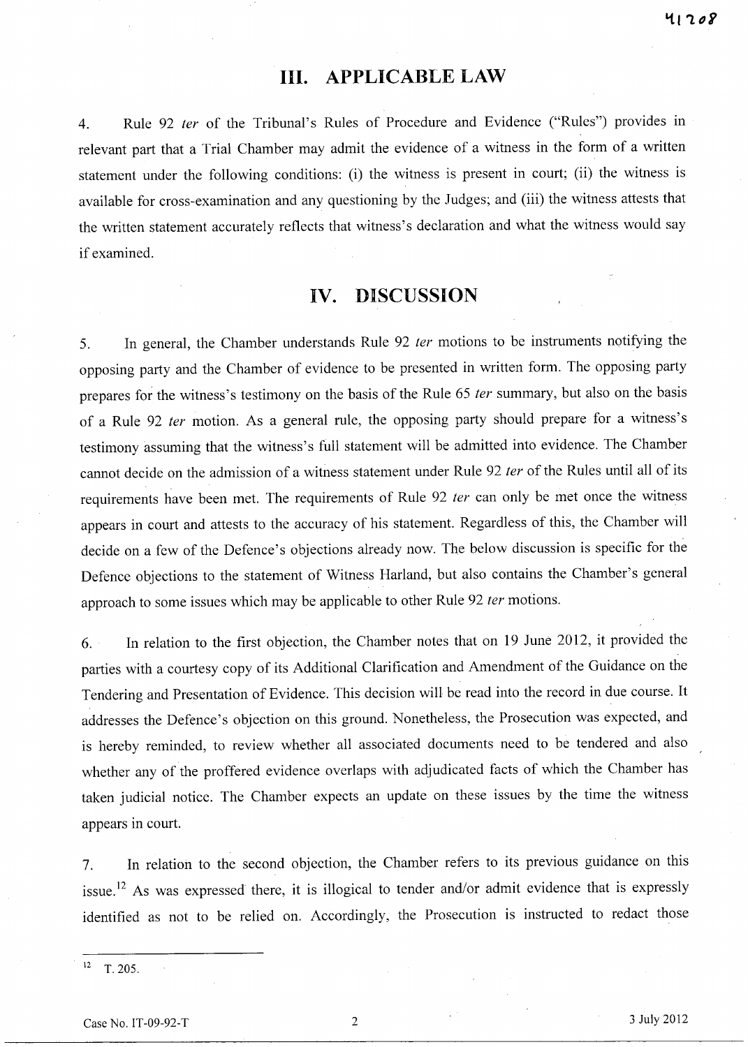## III. APPLICABLE LAW

4. Rule 92 *ter* of the Tribunal's Rules of Procedure and Evidence ("Rules") provides in relevant part that a Trial Chamber may admit the evidence of a witness in the form of a written statement under the following conditions: (i) the witness is present in court; (ii) the witness is available for cross-examination and any questioning by the Judges; and (iii) the witness attests that the written statement accurately reflects that witness's declaration and what the witness would say if examined.

## IV. DISCUSSION

5. In general, the Chamber understands Rule 92 *ter* motions to be instruments notifying the opposing party and the Chamber of evidence to be presented in written form. The opposing party prepares for the witness's testimony on the basis of the Rule 65 *ter* summary, but also on the basis of a Rule 92 *ter* motion. As a general rule, the opposing party should prepare for a witness's testimony assuming that the witness's full statement will be admitted into evidence. The Chamber cannot decide on the admission of a witness statement under Rule 92 *ter* of the Rules until all of its requirements have been met. The requirements of Rule 92 *ter* can only be met once the witness appears in court and attests to the accuracy of his statement. Regardless of this, the Chamber will decide on a few of the Defence's objections already now. The below discussion is specific for the Defence objections to the statement of Witness Harland, but also contains the Chamber's general approach to some issues which may be applicable to other Rule 92 *ter* motions.

6. In relation to the first objection, the Chamber notes that on 19 June 2012, it provided the parties with a courtesy copy of its Additional Clarification and Amendment of the Guidance on the Tendering and Presentation of Evidence. This decision will be read into the record in due course. It addresses the Defence's objection on this ground. Nonetheless, the Prosecution was expected, and is hereby reminded, to review whether all associated documents need to be tendered and also whether any of the proffered evidence overlaps with adjudicated facts of which the Chamber has taken judicial notice. The Chamber expects an update on these issues by the time the witness appears in court.

7. In relation to the second objection, the Chamber refers to its previous guidance on this issue.[12] As was expressed there, it is illogical to tender and/or admit evidence that is expressly identified as not to be relied on. Accordingly, the Prosecution is instructed to redact those

---

[12] T. 205.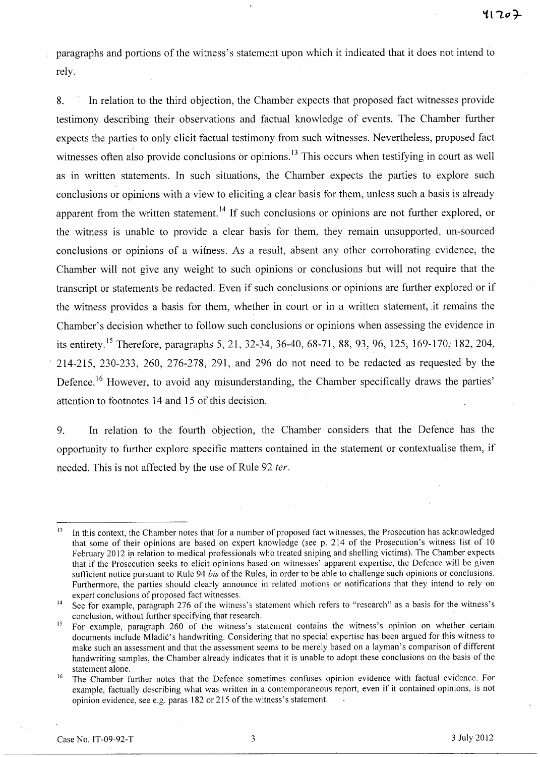paragraphs and portions of the witness's statement upon which it indicated that it does not intend to rely.

8. In relation to the third objection, the Chamber expects that proposed fact witnesses provide testimony describing their observations and factual knowledge of events. The Chamber further expects the parties to only elicit factual testimony from such witnesses. Nevertheless, proposed fact witnesses often also provide conclusions or opinions.[13] This occurs when testifying in court as well as in written statements. In such situations, the Chamber expects the parties to explore such conclusions or opinions with a view to eliciting a clear basis for them, unless such a basis is already apparent from the written statement.[14] If such conclusions or opinions are not further explored, or the witness is unable to provide a clear basis for them, they remain unsupported, un-sourced conclusions or opinions of a witness. As a result, absent any other corroborating evidence, the Chamber will not give any weight to such opinions or conclusions but will not require that the transcript or statements be redacted. Even if such conclusions or opinions are further explored or if the witness provides a basis for them, whether in court or in a written statement, it remains the Chamber's decision whether to follow such conclusions or opinions when assessing the evidence in its entirety.[15] Therefore, paragraphs 5, 21, 32-34, 36-40, 68-71, 88, 93, 96, 125, 169-170, 182, 204, 214-215, 230-233, 260, 276-278, 291, and 296 do not need to be redacted as requested by the Defence.[16] However, to avoid any misunderstanding, the Chamber specifically draws the parties' attention to footnotes 14 and 15 of this decision.

9. In relation to the fourth objection, the Chamber considers that the Defence has the opportunity to further explore specific matters contained in the statement or contextualise them, if needed. This is not affected by the use of Rule 92 *ter*.

---

[13] In this context, the Chamber notes that for a number of proposed fact witnesses, the Prosecution has acknowledged that some of their opinions are based on expert knowledge (see p. 214 of the Prosecution's witness list of 10 February 2012 in relation to medical professionals who treated sniping and shelling victims). The Chamber expects that if the Prosecution seeks to elicit opinions based on witnesses' apparent expertise, the Defence will be given sufficient notice pursuant to Rule 94 *bis* of the Rules, in order to be able to challenge such opinions or conclusions. Furthermore, the parties should clearly announce in related motions or notifications that they intend to rely on expert conclusions of proposed fact witnesses.

[14] See for example, paragraph 276 of the witness's statement which refers to "research" as a basis for the witness's conclusion, without further specifying that research.

[15] For example, paragraph 260 of the witness's statement contains the witness's opinion on whether certain documents include Mladić's handwriting. Considering that no special expertise has been argued for this witness to make such an assessment and that the assessment seems to be merely based on a layman's comparison of different handwriting samples, the Chamber already indicates that it is unable to adopt these conclusions on the basis of the statement alone.

[16] The Chamber further notes that the Defence sometimes confuses opinion evidence with factual evidence. For example, factually describing what was written in a contemporaneous report, even if it contained opinions, is not opinion evidence, see e.g. paras 182 or 215 of the witness's statement.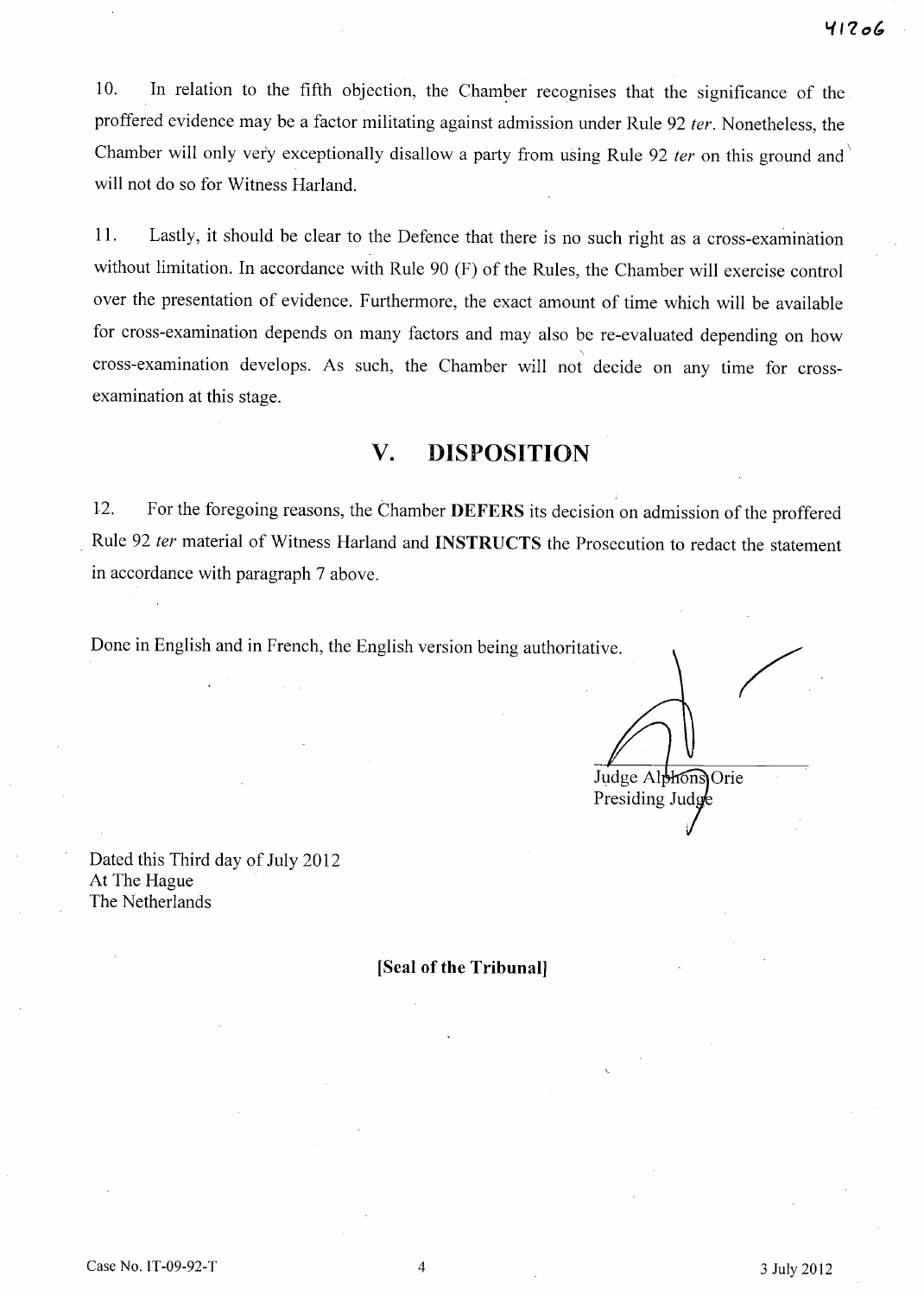10. In relation to the fifth objection, the Chamber recognises that the significance of the proffered evidence may be a factor militating against admission under Rule 92 *ter*. Nonetheless, the Chamber will only very exceptionally disallow a party from using Rule 92 *ter* on this ground and will not do so for Witness Harland.

11. Lastly, it should be clear to the Defence that there is no such right as a cross-examination without limitation. In accordance with Rule 90 (F) of the Rules, the Chamber will exercise control over the presentation of evidence. Furthermore, the exact amount of time which will be available for cross-examination depends on many factors and may also be re-evaluated depending on how cross-examination develops. As such, the Chamber will not decide on any time for cross-examination at this stage.

## V. DISPOSITION

12. For the foregoing reasons, the Chamber **DEFERS** its decision on admission of the proffered Rule 92 *ter* material of Witness Harland and **INSTRUCTS** the Prosecution to redact the statement in accordance with paragraph 7 above.

Done in English and in French, the English version being authoritative.

Judge Alphons Orie
Presiding Judge

Dated this Third day of July 2012
At The Hague
The Netherlands

**[Seal of the Tribunal]**